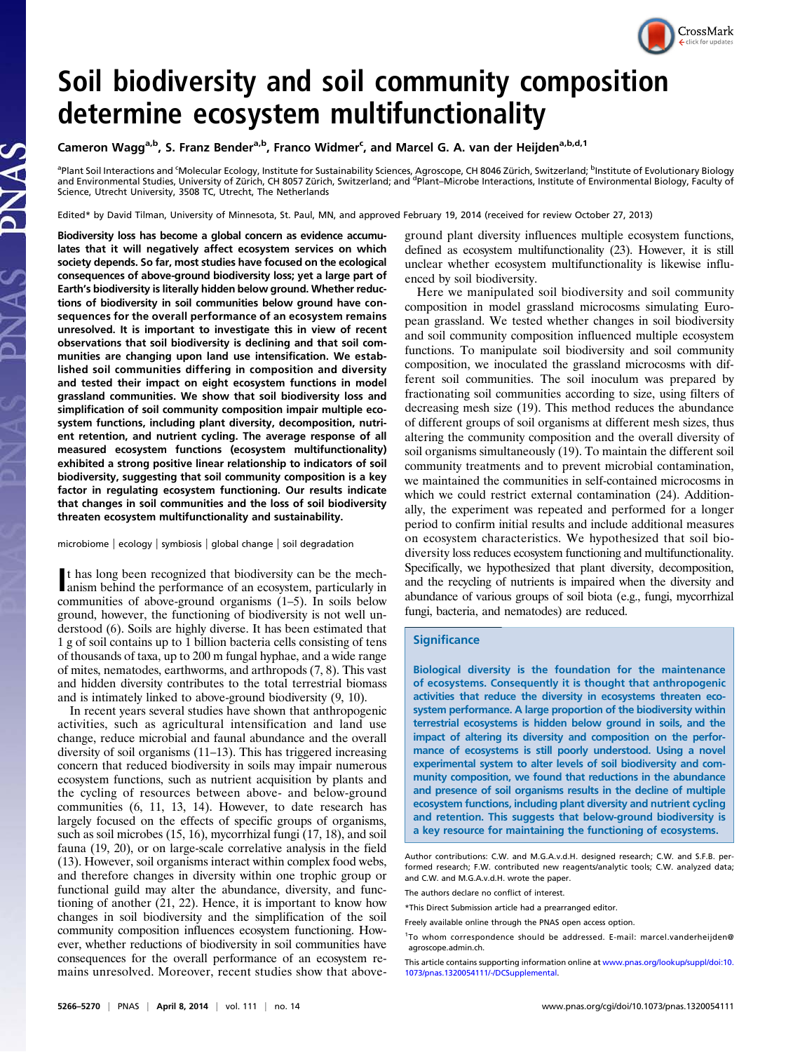# Soil biodiversity and soil community composition determine ecosystem multifunctionality

Cameron Wagg[a,b], S. Franz Bender[a,b], Franco Widmer[c], and Marcel G. A. van der Heijden[a,b,d,1]

[a]Plant Soil Interactions and [c]Molecular Ecology, Institute for Sustainability Sciences, Agroscope, CH 8046 Zürich, Switzerland; [b]Institute of Evolutionary Biology and Environmental Studies, University of Zürich, CH 8057 Zürich, Switzerland; and [d]Plant–Microbe Interactions, Institute of Environmental Biology, Faculty of Science, Utrecht University, 3508 TC, Utrecht, The Netherlands

Edited* by David Tilman, University of Minnesota, St. Paul, MN, and approved February 19, 2014 (received for review October 27, 2013)

**Biodiversity loss has become a global concern as evidence accumulates that it will negatively affect ecosystem services on which society depends. So far, most studies have focused on the ecological consequences of above-ground biodiversity loss; yet a large part of Earth's biodiversity is literally hidden below ground. Whether reductions of biodiversity in soil communities below ground have consequences for the overall performance of an ecosystem remains unresolved. It is important to investigate this in view of recent observations that soil biodiversity is declining and that soil communities are changing upon land use intensification. We established soil communities differing in composition and diversity and tested their impact on eight ecosystem functions in model grassland communities. We show that soil biodiversity loss and simplification of soil community composition impair multiple ecosystem functions, including plant diversity, decomposition, nutrient retention, and nutrient cycling. The average response of all measured ecosystem functions (ecosystem multifunctionality) exhibited a strong positive linear relationship to indicators of soil biodiversity, suggesting that soil community composition is a key factor in regulating ecosystem functioning. Our results indicate that changes in soil communities and the loss of soil biodiversity threaten ecosystem multifunctionality and sustainability.**

microbiome | ecology | symbiosis | global change | soil degradation

It has long been recognized that biodiversity can be the mechanism behind the performance of an ecosystem, particularly in communities of above-ground organisms (1–5). In soils below ground, however, the functioning of biodiversity is not well understood (6). Soils are highly diverse. It has been estimated that 1 g of soil contains up to 1 billion bacteria cells consisting of tens of thousands of taxa, up to 200 m fungal hyphae, and a wide range of mites, nematodes, earthworms, and arthropods (7, 8). This vast and hidden diversity contributes to the total terrestrial biomass and is intimately linked to above-ground biodiversity (9, 10).

In recent years several studies have shown that anthropogenic activities, such as agricultural intensification and land use change, reduce microbial and faunal abundance and the overall diversity of soil organisms (11–13). This has triggered increasing concern that reduced biodiversity in soils may impair numerous ecosystem functions, such as nutrient acquisition by plants and the cycling of resources between above- and below-ground communities (6, 11, 13, 14). However, to date research has largely focused on the effects of specific groups of organisms, such as soil microbes (15, 16), mycorrhizal fungi (17, 18), and soil fauna (19, 20), or on large-scale correlative analysis in the field (13). However, soil organisms interact within complex food webs, and therefore changes in diversity within one trophic group or functional guild may alter the abundance, diversity, and functioning of another (21, 22). Hence, it is important to know how changes in soil biodiversity and the simplification of the soil community composition influences ecosystem functioning. However, whether reductions of biodiversity in soil communities have consequences for the overall performance of an ecosystem remains unresolved. Moreover, recent studies show that above-ground plant diversity influences multiple ecosystem functions, defined as ecosystem multifunctionality (23). However, it is still unclear whether ecosystem multifunctionality is likewise influenced by soil biodiversity.

Here we manipulated soil biodiversity and soil community composition in model grassland microcosms simulating European grassland. We tested whether changes in soil biodiversity and soil community composition influenced multiple ecosystem functions. To manipulate soil biodiversity and soil community composition, we inoculated the grassland microcosms with different soil communities. The soil inoculum was prepared by fractionating soil communities according to size, using filters of decreasing mesh size (19). This method reduces the abundance of different groups of soil organisms at different mesh sizes, thus altering the community composition and the overall diversity of soil organisms simultaneously (19). To maintain the different soil community treatments and to prevent microbial contamination, we maintained the communities in self-contained microcosms in which we could restrict external contamination (24). Additionally, the experiment was repeated and performed for a longer period to confirm initial results and include additional measures on ecosystem characteristics. We hypothesized that soil biodiversity loss reduces ecosystem functioning and multifunctionality. Specifically, we hypothesized that plant diversity, decomposition, and the recycling of nutrients is impaired when the diversity and abundance of various groups of soil biota (e.g., fungi, mycorrhizal fungi, bacteria, and nematodes) are reduced.

## Significance

Biological diversity is the foundation for the maintenance of ecosystems. Consequently it is thought that anthropogenic activities that reduce the diversity in ecosystems threaten ecosystem performance. A large proportion of the biodiversity within terrestrial ecosystems is hidden below ground in soils, and the impact of altering its diversity and composition on the performance of ecosystems is still poorly understood. Using a novel experimental system to alter levels of soil biodiversity and community composition, we found that reductions in the abundance and presence of soil organisms results in the decline of multiple ecosystem functions, including plant diversity and nutrient cycling and retention. This suggests that below-ground biodiversity is a key resource for maintaining the functioning of ecosystems.

Author contributions: C.W. and M.G.A.v.d.H. designed research; C.W. and S.F.B. performed research; F.W. contributed new reagents/analytic tools; C.W. analyzed data; and C.W. and M.G.A.v.d.H. wrote the paper.

The authors declare no conflict of interest.

*This Direct Submission article had a prearranged editor.

Freely available online through the PNAS open access option.

[1]To whom correspondence should be addressed. E-mail: marcel.vanderheijden@agroscope.admin.ch.

This article contains supporting information online at www.pnas.org/lookup/suppl/doi:10.1073/pnas.1320054111/-/DCSupplemental.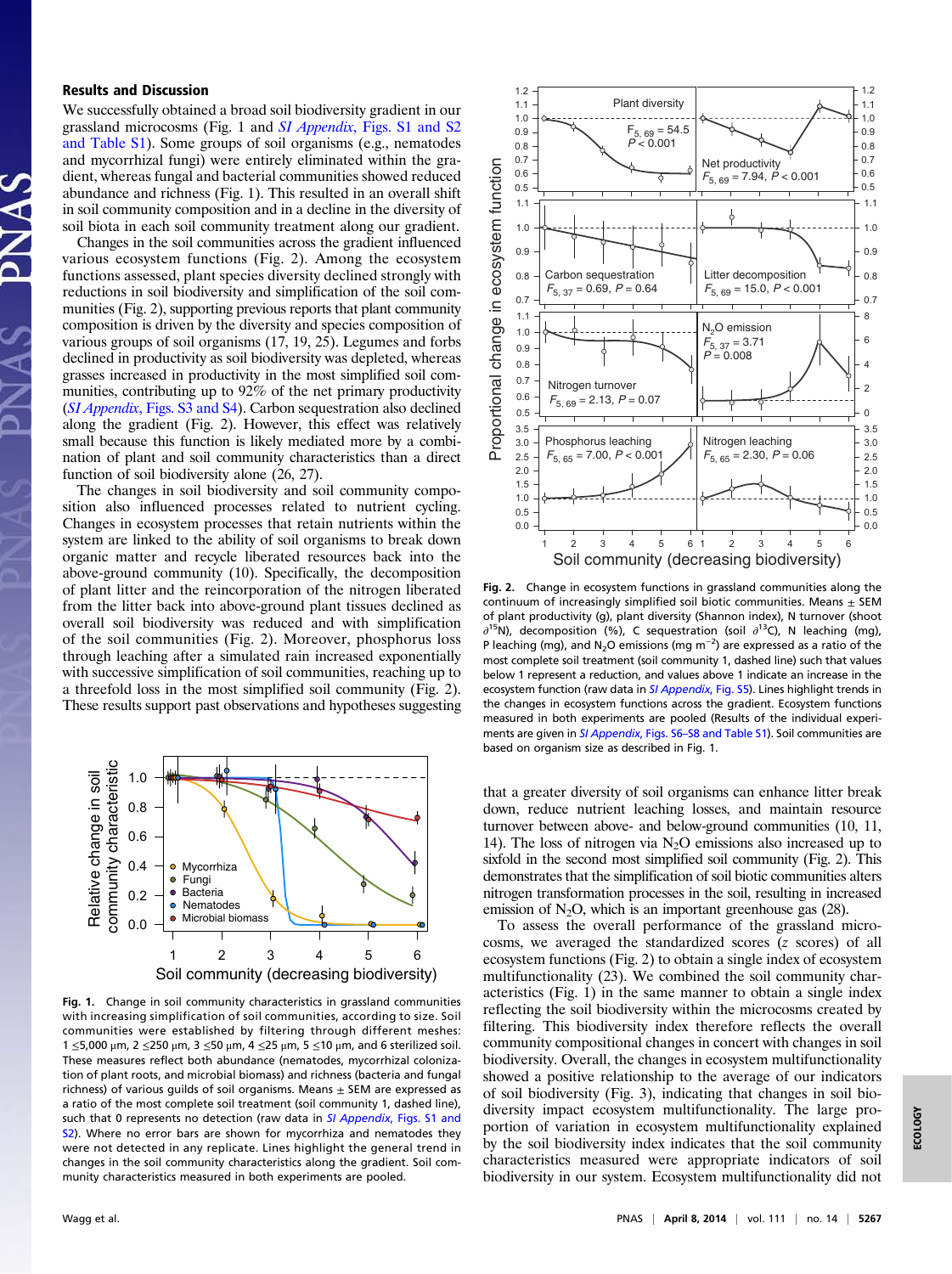## Results and Discussion

We successfully obtained a broad soil biodiversity gradient in our grassland microcosms (Fig. 1 and *SI Appendix*, Figs. S1 and S2 and Table S1). Some groups of soil organisms (e.g., nematodes and mycorrhizal fungi) were entirely eliminated within the gradient, whereas fungal and bacterial communities showed reduced abundance and richness (Fig. 1). This resulted in an overall shift in soil community composition and in a decline in the diversity of soil biota in each soil community treatment along our gradient.

Changes in the soil communities across the gradient influenced various ecosystem functions (Fig. 2). Among the ecosystem functions assessed, plant species diversity declined strongly with reductions in soil biodiversity and simplification of the soil communities (Fig. 2), supporting previous reports that plant community composition is driven by the diversity and species composition of various groups of soil organisms (17, 19, 25). Legumes and forbs declined in productivity as soil biodiversity was depleted, whereas grasses increased in productivity in the most simplified soil communities, contributing up to 92% of the net primary productivity (*SI Appendix*, Figs. S3 and S4). Carbon sequestration also declined along the gradient (Fig. 2). However, this effect was relatively small because this function is likely mediated more by a combination of plant and soil community characteristics than a direct function of soil biodiversity alone (26, 27).

The changes in soil biodiversity and soil community composition also influenced processes related to nutrient cycling. Changes in ecosystem processes that retain nutrients within the system are linked to the ability of soil organisms to break down organic matter and recycle liberated resources back into the above-ground community (10). Specifically, the decomposition of plant litter and the reincorporation of the nitrogen liberated from the litter back into above-ground plant tissues declined as overall soil biodiversity was reduced and with simplification of the soil communities (Fig. 2). Moreover, phosphorus loss through leaching after a simulated rain increased exponentially with successive simplification of soil communities, reaching up to a threefold loss in the most simplified soil community (Fig. 2). These results support past observations and hypotheses suggesting that a greater diversity of soil organisms can enhance litter break down, reduce nutrient leaching losses, and maintain resource turnover between above- and below-ground communities (10, 11, 14). The loss of nitrogen via $N_2O$ emissions also increased up to sixfold in the second most simplified soil community (Fig. 2). This demonstrates that the simplification of soil biotic communities alters nitrogen transformation processes in the soil, resulting in increased emission of $N_2O$, which is an important greenhouse gas (28).

To assess the overall performance of the grassland microcosms, we averaged the standardized scores ($z$ scores) of all ecosystem functions (Fig. 2) to obtain a single index of ecosystem multifunctionality (23). We combined the soil community characteristics (Fig. 1) in the same manner to obtain a single index reflecting the soil biodiversity within the microcosms created by filtering. This biodiversity index therefore reflects the overall soil community compositional changes in concert with changes in soil biodiversity. Overall, the changes in ecosystem multifunctionality showed a positive relationship to the average of our indicators of soil biodiversity (Fig. 3), indicating that changes in soil biodiversity impact ecosystem multifunctionality. The large proportion of variation in ecosystem multifunctionality explained by the soil biodiversity index indicates that the soil community characteristics measured were appropriate indicators of soil biodiversity in our system. Ecosystem multifunctionality did not

**Fig. 1.** Change in soil community characteristics in grassland communities with increasing simplification of soil communities, according to size. Soil communities were established by filtering through different meshes: 1 ≤5,000 μm, 2 ≤250 μm, 3 ≤50 μm, 4 ≤25 μm, 5 ≤10 μm, and 6 sterilized soil. These measures reflect both abundance (nematodes, mycorrhizal colonization of plant roots, and microbial biomass) and richness (bacteria and fungal richness) of various guilds of soil organisms. Means ± SEM are expressed as a ratio of the most complete soil treatment (soil community 1, dashed line), such that 0 represents no detection (raw data in *SI Appendix*, Figs. S1 and S2). Where no error bars are shown for mycorrhiza and nematodes they were not detected in any replicate. Lines highlight the general trend in changes in the soil community characteristics along the gradient. Soil community characteristics measured in both experiments are pooled.

**Fig. 2.** Change in ecosystem functions in grassland communities along the continuum of increasingly simplified soil biotic communities. Means ± SEM of plant productivity (g), plant diversity (Shannon index), N turnover (shoot $\partial^{15}$N), decomposition (%), C sequestration (soil $\partial^{13}$C), N leaching (mg), P leaching (mg), and $N_2O$ emissions (mg $m^{-2}$) are expressed as a ratio of the most complete soil treatment (soil community 1, dashed line) such that values below 1 represent a reduction, and values above 1 indicate an increase in the ecosystem function (raw data in *SI Appendix*, Fig. S5). Lines highlight trends in the changes in ecosystem functions across the gradient. Ecosystem functions measured in both experiments are pooled (Results of the individual experiments are given in *SI Appendix*, Figs. S6–S8 and Table S1). Soil communities are based on organism size as described in Fig. 1.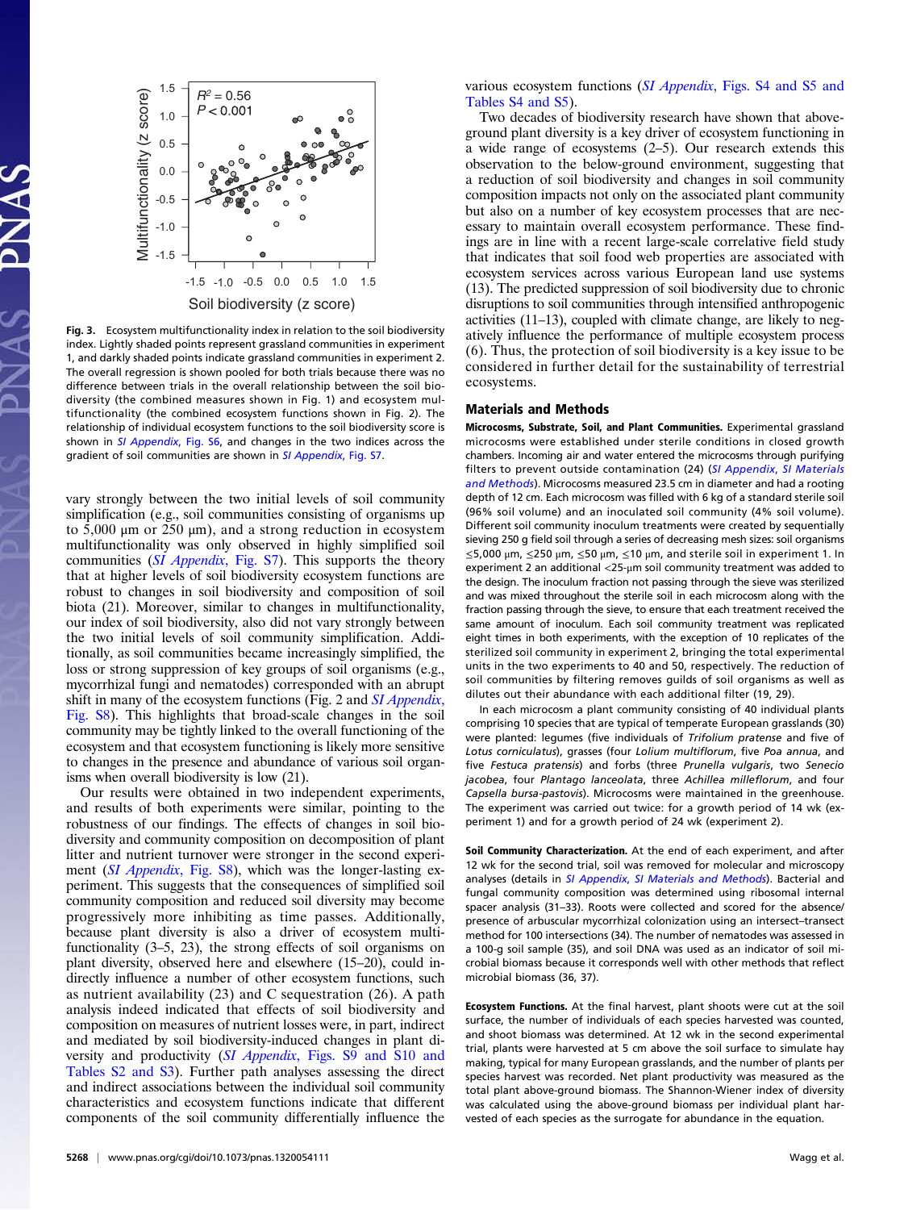Fig. 3. Ecosystem multifunctionality index in relation to the soil biodiversity index. Lightly shaded points represent grassland communities in experiment 1, and darkly shaded points indicate grassland communities in experiment 2. The overall regression is shown pooled for both trials because there was no difference between trials in the overall relationship between the soil biodiversity (the combined measures shown in Fig. 1) and ecosystem multifunctionality (the combined ecosystem functions shown in Fig. 2). The relationship of individual ecosystem functions to the soil biodiversity score is shown in *SI Appendix*, Fig. S6, and changes in the two indices across the gradient of soil communities are shown in *SI Appendix*, Fig. S7.

vary strongly between the two initial levels of soil community simplification (e.g., soil communities consisting of organisms up to 5,000 µm or 250 µm), and a strong reduction in ecosystem multifunctionality was only observed in highly simplified soil communities (*SI Appendix*, Fig. S7). This supports the theory that at higher levels of soil biodiversity ecosystem functions are robust to changes in soil biodiversity and composition of soil biota (21). Moreover, similar to changes in multifunctionality, our index of soil biodiversity, also did not vary strongly between the two initial levels of soil community simplification. Additionally, as soil communities became increasingly simplified, the loss or strong suppression of key groups of soil organisms (e.g., mycorrhizal fungi and nematodes) corresponded with an abrupt shift in many of the ecosystem functions (Fig. 2 and *SI Appendix*, Fig. S8). This highlights that broad-scale changes in the soil community may be tightly linked to the overall functioning of the ecosystem and that ecosystem functioning is likely more sensitive to changes in the presence and abundance of various soil organisms when overall biodiversity is low (21).

Our results were obtained in two independent experiments, and results of both experiments were similar, pointing to the robustness of our findings. The effects of changes in soil biodiversity and community composition on decomposition of plant litter and nutrient turnover were stronger in the second experiment (*SI Appendix*, Fig. S8), which was the longer-lasting experiment. This suggests that the consequences of simplified soil community composition and reduced soil diversity may become progressively more inhibiting as time passes. Additionally, because plant diversity is also a driver of ecosystem multifunctionality (3–5, 23), the strong effects of soil organisms on plant diversity, observed here and elsewhere (15–20), could indirectly influence a number of other ecosystem functions, such as nutrient availability (23) and C sequestration (26). A path analysis indeed indicated that effects of soil biodiversity and composition on measures of nutrient losses were, in part, indirect and mediated by soil biodiversity-induced changes in plant diversity and productivity (*SI Appendix*, Figs. S9 and S10 and Tables S2 and S3). Further path analyses assessing the direct and indirect associations between the individual soil community characteristics and ecosystem functions indicate that different components of the soil community differentially influence the various ecosystem functions (*SI Appendix*, Figs. S4 and S5 and Tables S4 and S5).

Two decades of biodiversity research have shown that aboveground plant diversity is a key driver of ecosystem functioning in a wide range of ecosystems (2–5). Our research extends this observation to the below-ground environment, suggesting that a reduction of soil biodiversity and changes in soil community composition impacts not only on the associated plant community but also on a number of key ecosystem processes that are necessary to maintain overall ecosystem performance. These findings are in line with a recent large-scale correlative field study that indicates that soil food web properties are associated with ecosystem services across various European land use systems (13). The predicted suppression of soil biodiversity due to chronic disruptions to soil communities through intensified anthropogenic activities (11–13), coupled with climate change, are likely to negatively influence the performance of multiple ecosystem process (6). Thus, the protection of soil biodiversity is a key issue to be considered in further detail for the sustainability of terrestrial ecosystems.

## Materials and Methods

**Microcosms, Substrate, Soil, and Plant Communities.** Experimental grassland microcosms were established under sterile conditions in closed growth chambers. Incoming air and water entered the microcosms through purifying filters to prevent outside contamination (24) (*SI Appendix*, *SI Materials and Methods*). Microcosms measured 23.5 cm in diameter and had a rooting depth of 12 cm. Each microcosm was filled with 6 kg of a standard sterile soil (96% soil volume) and an inoculated soil community (4% soil volume). Different soil community inoculum treatments were created by sequentially sieving 250 g field soil through a series of decreasing mesh sizes: soil organisms ≤5,000 µm, ≤250 µm, ≤50 µm, ≤10 µm, and sterile soil in experiment 1. In experiment 2 an additional <25-µm soil community treatment was added to the design. The inoculum fraction not passing through the sieve was sterilized and was mixed throughout the sterile soil in each microcosm along with the fraction passing through the sieve, to ensure that each treatment received the same amount of inoculum. Each soil community treatment was replicated eight times in both experiments, with the exception of 10 replicates of the sterilized soil community in experiment 2, bringing the total experimental units in the two experiments to 40 and 50, respectively. The reduction of soil communities by filtering removes guilds of soil organisms as well as dilutes out their abundance with each additional filter (19, 29).

In each microcosm a plant community consisting of 40 individual plants comprising 10 species that are typical of temperate European grasslands (30) were planted: legumes (five individuals of *Trifolium pratense* and five of *Lotus corniculatus*), grasses (four *Lolium multiflorum*, five *Poa annua*, and five *Festuca pratensis*) and forbs (three *Prunella vulgaris*, two *Senecio jacobea*, four *Plantago lanceolata*, three *Achillea milleflorum*, and four *Capsella bursa-pastovis*). Microcosms were maintained in the greenhouse. The experiment was carried out twice: for a growth period of 14 wk (experiment 1) and for a growth period of 24 wk (experiment 2).

**Soil Community Characterization.** At the end of each experiment, and after 12 wk for the second trial, soil was removed for molecular and microscopy analyses (details in *SI Appendix*, *SI Materials and Methods*). Bacterial and fungal community composition was determined using ribosomal internal spacer analysis (31–33). Roots were collected and scored for the absence/presence of arbuscular mycorrhizal colonization using an intersect–transect method for 100 intersections (34). The number of nematodes was assessed in a 100-g soil sample (35), and soil DNA was used as an indicator of soil microbial biomass because it corresponds well with other methods that reflect microbial biomass (36, 37).

**Ecosystem Functions.** At the final harvest, plant shoots were cut at the soil surface, the number of individuals of each species harvested was counted, and shoot biomass was determined. At 12 wk in the second experimental trial, plants were harvested at 5 cm above the soil surface to simulate hay making, typical for many European grasslands, and the number of plants per species harvest was recorded. Net plant productivity was measured as the total plant above-ground biomass. The Shannon-Wiener index of diversity was calculated using the above-ground biomass per individual plant harvested of each species as the surrogate for abundance in the equation.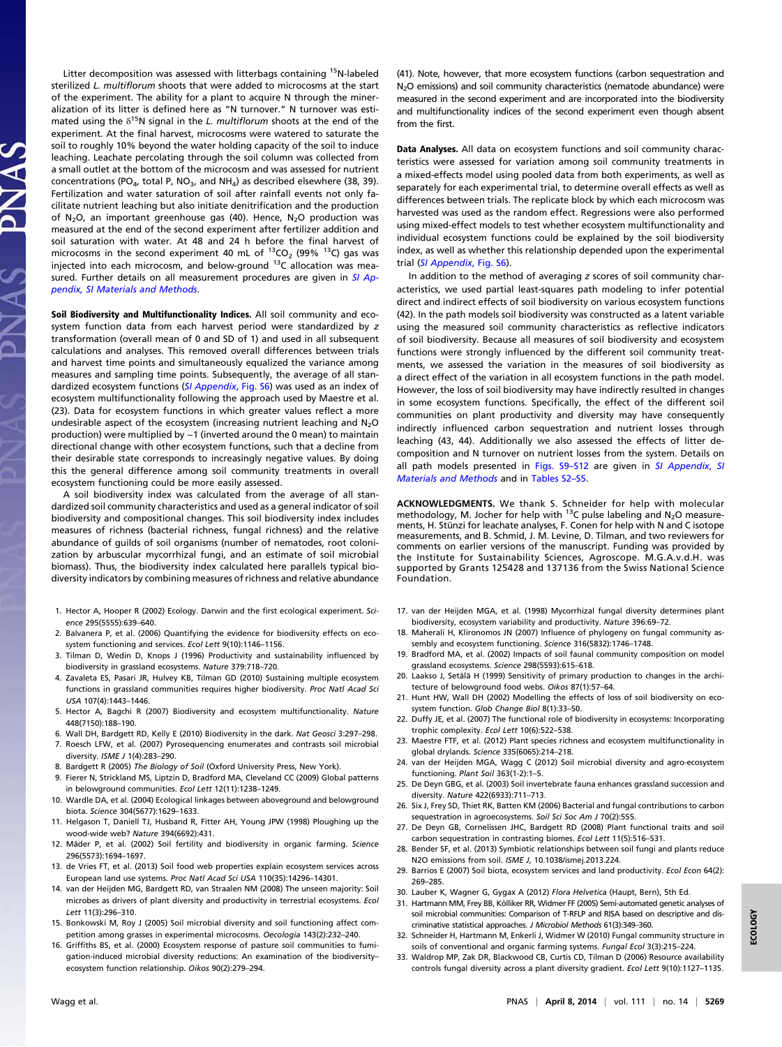Litter decomposition was assessed with litterbags containing $^{15}$N-labeled sterilized *L. multiflorum* shoots that were added to microcosms at the start of the experiment. The ability for a plant to acquire N through the mineralization of its litter is defined here as "N turnover." N turnover was estimated using the $\delta^{15}$N signal in the *L. multiflorum* shoots at the end of the experiment. At the final harvest, microcosms were watered to saturate the soil to roughly 10% beyond the water holding capacity of the soil to induce leaching. Leachate percolating through the soil column was collected from a small outlet at the bottom of the microcosm and was assessed for nutrient concentrations ($PO_4$, total P, $NO_3$, and $NH_4$) as described elsewhere (38, 39). Fertilization and water saturation of soil after rainfall events not only facilitate nutrient leaching but also initiate denitrification and the production of $N_2O$, an important greenhouse gas (40). Hence, $N_2O$ production was measured at the end of the second experiment after fertilizer addition and soil saturation with water. At 48 and 24 h before the final harvest of microcosms in the second experiment 40 mL of $^{13}CO_2$ (99% $^{13}$C) gas was injected into each microcosm, and below-ground $^{13}$C allocation was measured. Further details on all measurement procedures are given in *SI Appendix, SI Materials and Methods*.

**Soil Biodiversity and Multifunctionality Indices.** All soil community and ecosystem function data from each harvest period were standardized by *z* transformation (overall mean of 0 and SD of 1) and used in all subsequent calculations and analyses. This removed overall differences between trials and harvest time points and simultaneously equalized the variance among measures and sampling time points. Subsequently, the average of all standardized ecosystem functions (*SI Appendix*, Fig. S6) was used as an index of ecosystem multifunctionality following the approach used by Maestre et al. (23). Data for ecosystem functions in which greater values reflect a more undesirable aspect of the ecosystem (increasing nutrient leaching and $N_2O$ production) were multiplied by −1 (inverted around the 0 mean) to maintain directional change with other ecosystem functions, such that a decline from their desirable state corresponds to increasingly negative values. By doing this the general difference among soil community treatments in overall ecosystem functioning could be more easily assessed.

A soil biodiversity index was calculated from the average of all standardized soil community characteristics and used as a general indicator of soil biodiversity and compositional changes. This soil biodiversity index includes measures of richness (bacterial richness, fungal richness) and the relative abundance of guilds of soil organisms (number of nematodes, root colonization by arbuscular mycorrhizal fungi, and an estimate of soil microbial biomass). Thus, the biodiversity index calculated here parallels typical biodiversity indicators by combining measures of richness and relative abundance (41). Note, however, that more ecosystem functions (carbon sequestration and $N_2O$ emissions) and soil community characteristics (nematode abundance) were measured in the second experiment and are incorporated into the biodiversity and multifunctionality indices of the second experiment even though absent from the first.

**Data Analyses.** All data on ecosystem functions and soil community characteristics were assessed for variation among soil community treatments in a mixed-effects model using pooled data from both experiments, as well as separately for each experimental trial, to determine overall effects as well as differences between trials. The replicate block by which each microcosm was harvested was used as the random effect. Regressions were also performed using mixed-effect models to test whether ecosystem multifunctionality and individual ecosystem functions could be explained by the soil biodiversity index, as well as whether this relationship depended upon the experimental trial (*SI Appendix*, Fig. S6).

In addition to the method of averaging *z* scores of soil community characteristics, we used partial least-squares path modeling to infer potential direct and indirect effects of soil biodiversity on various ecosystem functions (42). In the path models soil biodiversity was constructed as a latent variable using the measured soil community characteristics as reflective indicators of soil biodiversity. Because all measures of soil biodiversity and ecosystem functions were strongly influenced by the different soil community treatments, we assessed the variation in the measures of soil biodiversity as a direct effect of the variation in all ecosystem functions in the path model. However, the loss of soil biodiversity may have indirectly resulted in changes in some ecosystem functions. Specifically, the effect of the different soil communities on plant productivity and diversity may have consequently indirectly influenced carbon sequestration and nutrient losses through leaching (43, 44). Additionally we also assessed the effects of litter decomposition and N turnover on nutrient losses from the system. Details on all path models presented in Figs. S9–S12 are given in *SI Appendix, SI Materials and Methods* and in Tables S2–S5.

**ACKNOWLEDGMENTS.** We thank S. Schneider for help with molecular methodology, M. Jocher for help with $^{13}$C pulse labeling and $N_2O$ measurements, H. Stünzi for leachate analyses, F. Conen for help with N and C isotope measurements, and B. Schmid, J. M. Levine, D. Tilman, and two reviewers for comments on earlier versions of the manuscript. Funding was provided by the Institute for Sustainability Sciences, Agroscope. M.G.A.v.d.H. was supported by Grants 125428 and 137136 from the Swiss National Science Foundation.

1. Hector A, Hooper R (2002) Ecology. Darwin and the first ecological experiment. *Science* 295(5555):639–640.
2. Balvanera P, et al. (2006) Quantifying the evidence for biodiversity effects on ecosystem functioning and services. *Ecol Lett* 9(10):1146–1156.
3. Tilman D, Wedin D, Knops J (1996) Productivity and sustainability influenced by biodiversity in grassland ecosystems. *Nature* 379:718–720.
4. Zavaleta ES, Pasari JR, Hulvey KB, Tilman GD (2010) Sustaining multiple ecosystem functions in grassland communities requires higher biodiversity. *Proc Natl Acad Sci USA* 107(4):1443–1446.
5. Hector A, Bagchi R (2007) Biodiversity and ecosystem multifunctionality. *Nature* 448(7150):188–190.
6. Wall DH, Bardgett RD, Kelly E (2010) Biodiversity in the dark. *Nat Geosci* 3:297–298.
7. Roesch LFW, et al. (2007) Pyrosequencing enumerates and contrasts soil microbial diversity. *ISME J* 1(4):283–290.
8. Bardgett R (2005) *The Biology of Soil* (Oxford University Press, New York).
9. Fierer N, Strickland MS, Liptzin D, Bradford MA, Cleveland CC (2009) Global patterns in belowground communities. *Ecol Lett* 12(11):1238–1249.
10. Wardle DA, et al. (2004) Ecological linkages between aboveground and belowground biota. *Science* 304(5677):1629–1633.
11. Helgason T, Daniell TJ, Husband R, Fitter AH, Young JPW (1998) Ploughing up the wood-wide web? *Nature* 394(6692):431.
12. Mäder P, et al. (2002) Soil fertility and biodiversity in organic farming. *Science* 296(5573):1694–1697.
13. de Vries FT, et al. (2013) Soil food web properties explain ecosystem services across European land use systems. *Proc Natl Acad Sci USA* 110(35):14296–14301.
14. van der Heijden MG, Bardgett RD, van Straalen NM (2008) The unseen majority: Soil microbes as drivers of plant diversity and productivity in terrestrial ecosystems. *Ecol Lett* 11(3):296–310.
15. Bonkowski M, Roy J (2005) Soil microbial diversity and soil functioning affect competition among grasses in experimental microcosms. *Oecologia* 143(2):232–240.
16. Griffiths BS, et al. (2000) Ecosystem response of pasture soil communities to fumigation-induced microbial diversity reductions: An examination of the biodiversity–ecosystem function relationship. *Oikos* 90(2):279–294.
17. van der Heijden MGA, et al. (1998) Mycorrhizal fungal diversity determines plant biodiversity, ecosystem variability and productivity. *Nature* 396:69–72.
18. Maherali H, Klironomos JN (2007) Influence of phylogeny on fungal community assembly and ecosystem functioning. *Science* 316(5832):1746–1748.
19. Bradford MA, et al. (2002) Impacts of soil faunal community composition on model grassland ecosystems. *Science* 298(5593):615–618.
20. Laakso J, Setälä H (1999) Sensitivity of primary production to changes in the architecture of belowground food webs. *Oikos* 87(1):57–64.
21. Hunt HW, Wall DH (2002) Modelling the effects of loss of soil biodiversity on ecosystem function. *Glob Change Biol* 8(1):33–50.
22. Duffy JE, et al. (2007) The functional role of biodiversity in ecosystems: Incorporating trophic complexity. *Ecol Lett* 10(6):522–538.
23. Maestre FT, et al. (2012) Plant species richness and ecosystem multifunctionality in global drylands. *Science* 335(6065):214–218.
24. van der Heijden MGA, Wagg C (2012) Soil microbial diversity and agro-ecosystem functioning. *Plant Soil* 363(1-2):1–5.
25. De Deyn GB, et al. (2003) Soil invertebrate fauna enhances grassland succession and diversity. *Nature* 422(6933):711–713.
26. Six J, Frey SD, Thiet RK, Batten KM (2006) Bacterial and fungal contributions to carbon sequestration in agroecosystems. *Soil Sci Soc Am J* 70(2):555.
27. De Deyn GB, Cornelissen JHC, Bardgett RD (2008) Plant functional traits and soil carbon sequestration in contrasting biomes. *Ecol Lett* 11(5):516–531.
28. Bender SF, et al. (2013) Symbiotic relationships between soil fungi and plants reduce N2O emissions from soil. *ISME J*, 10.1038/ismej.2013.224.
29. Barrios E (2007) Soil biota, ecosystem services and land productivity. *Ecol Econ* 64(2): 269–285.
30. Lauber K, Wagner G, Gygax A (2012) *Flora Helvetica* (Haupt, Bern), 5th Ed.
31. Hartmann MM, Frey BB, Kölliker RR, Widmer FF (2005) Semi-automated genetic analyses of soil microbial communities: Comparison of T-RFLP and RISA based on descriptive and discriminative statistical approaches. *J Microbiol Methods* 61(3):349–360.
32. Schneider H, Hartmann M, Enkerli J, Widmer W (2010) Fungal community structure in soils of conventional and organic farming systems. *Fungal Ecol* 3(3):215–224.
33. Waldrop MP, Zak DR, Blackwood CB, Curtis CD, Tilman D (2006) Resource availability controls fungal diversity across a plant diversity gradient. *Ecol Lett* 9(10):1127–1135.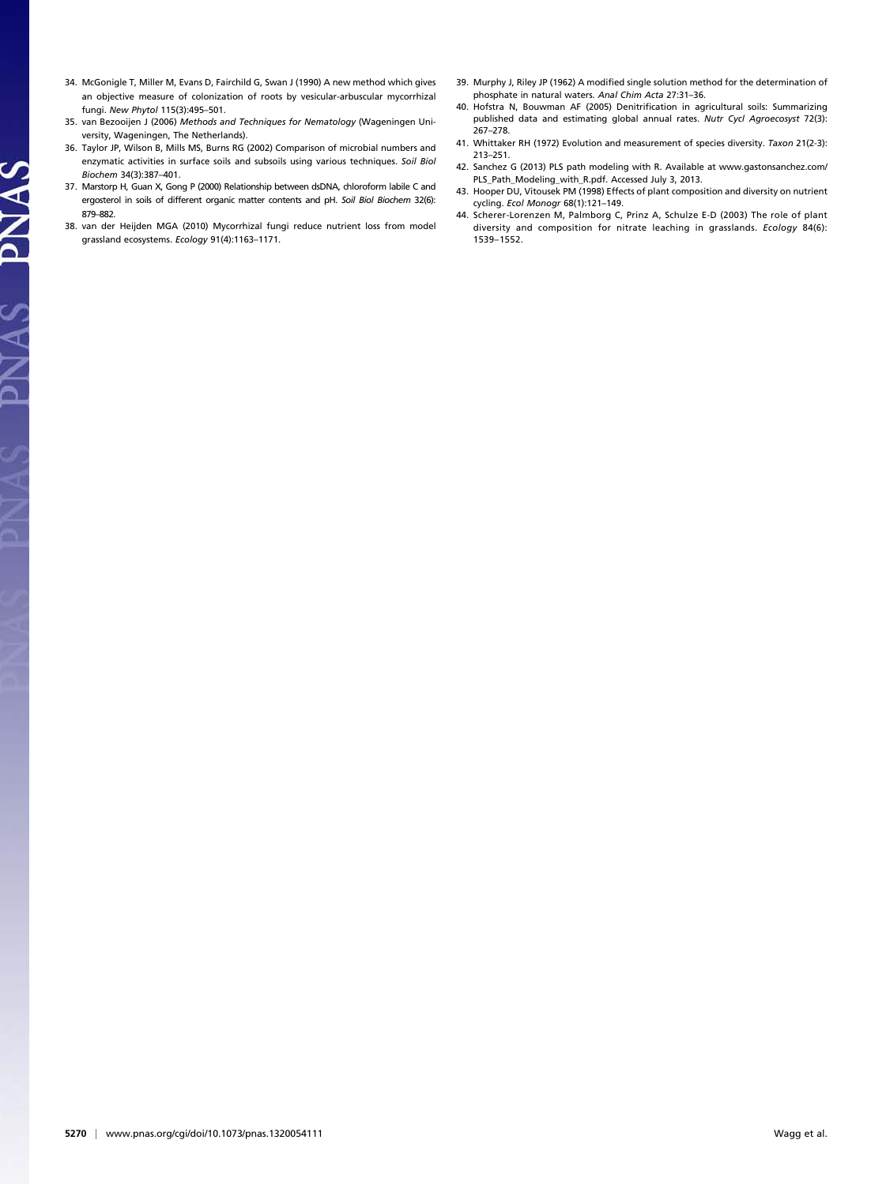34. McGonigle T, Miller M, Evans D, Fairchild G, Swan J (1990) A new method which gives an objective measure of colonization of roots by vesicular-arbuscular mycorrhizal fungi. *New Phytol* 115(3):495–501.
35. van Bezooijen J (2006) *Methods and Techniques for Nematology* (Wageningen University, Wageningen, The Netherlands).
36. Taylor JP, Wilson B, Mills MS, Burns RG (2002) Comparison of microbial numbers and enzymatic activities in surface soils and subsoils using various techniques. *Soil Biol Biochem* 34(3):387–401.
37. Marstorp H, Guan X, Gong P (2000) Relationship between dsDNA, chloroform labile C and ergosterol in soils of different organic matter contents and pH. *Soil Biol Biochem* 32(6): 879–882.
38. van der Heijden MGA (2010) Mycorrhizal fungi reduce nutrient loss from model grassland ecosystems. *Ecology* 91(4):1163–1171.
39. Murphy J, Riley JP (1962) A modified single solution method for the determination of phosphate in natural waters. *Anal Chim Acta* 27:31–36.
40. Hofstra N, Bouwman AF (2005) Denitrification in agricultural soils: Summarizing published data and estimating global annual rates. *Nutr Cycl Agroecosyst* 72(3): 267–278.
41. Whittaker RH (1972) Evolution and measurement of species diversity. *Taxon* 21(2-3): 213–251.
42. Sanchez G (2013) PLS path modeling with R. Available at www.gastonsanchez.com/PLS_Path_Modeling_with_R.pdf. Accessed July 3, 2013.
43. Hooper DU, Vitousek PM (1998) Effects of plant composition and diversity on nutrient cycling. *Ecol Monogr* 68(1):121–149.
44. Scherer-Lorenzen M, Palmborg C, Prinz A, Schulze E-D (2003) The role of plant diversity and composition for nitrate leaching in grasslands. *Ecology* 84(6): 1539–1552.